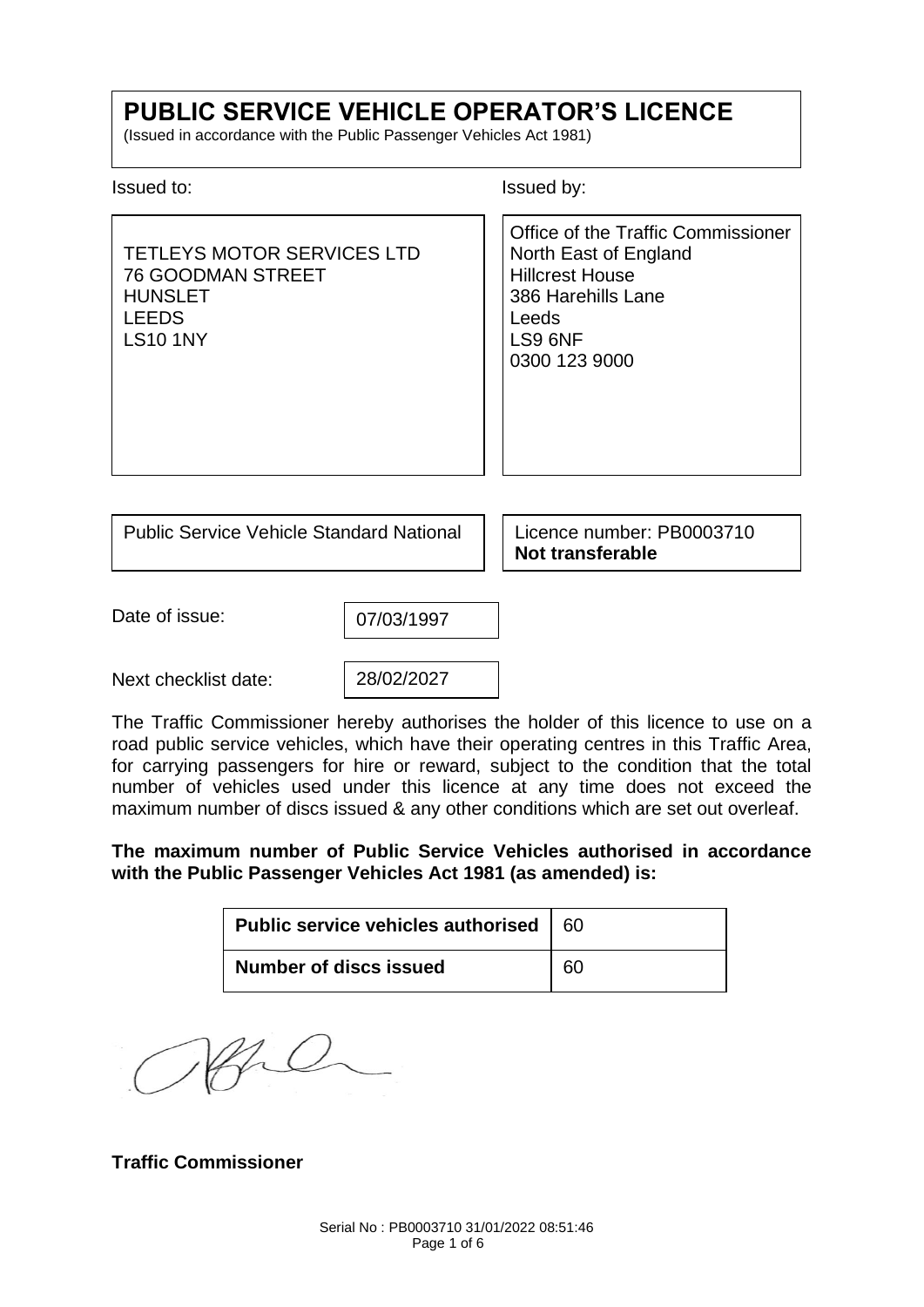# PUBLIC SERVICE VEHICLE OPERATOR'S LICENCE

(Issued in accordance with the Public Passenger Vehicles Act 1981)

| Issued to: | Issued by: |
|---|---|
| TETLEYS MOTOR SERVICES LTD<br>76 GOODMAN STREET<br>HUNSLET<br>LEEDS<br>LS10 1NY | Office of the Traffic Commissioner<br>North East of England<br>Hillcrest House<br>386 Harehills Lane<br>Leeds<br>LS9 6NF<br>0300 123 9000 |

| Public Service Vehicle Standard National | Licence number: PB0003710<br>**Not transferable** |
|---|---|

Date of issue: 07/03/1997

Next checklist date: 28/02/2027

The Traffic Commissioner hereby authorises the holder of this licence to use on a road public service vehicles, which have their operating centres in this Traffic Area, for carrying passengers for hire or reward, subject to the condition that the total number of vehicles used under this licence at any time does not exceed the maximum number of discs issued & any other conditions which are set out overleaf.

**The maximum number of Public Service Vehicles authorised in accordance with the Public Passenger Vehicles Act 1981 (as amended) is:**

| | |
|---|---|
| **Public service vehicles authorised** | 60 |
| **Number of discs issued** | 60 |

**Traffic Commissioner**

Serial No : PB0003710 31/01/2022 08:51:46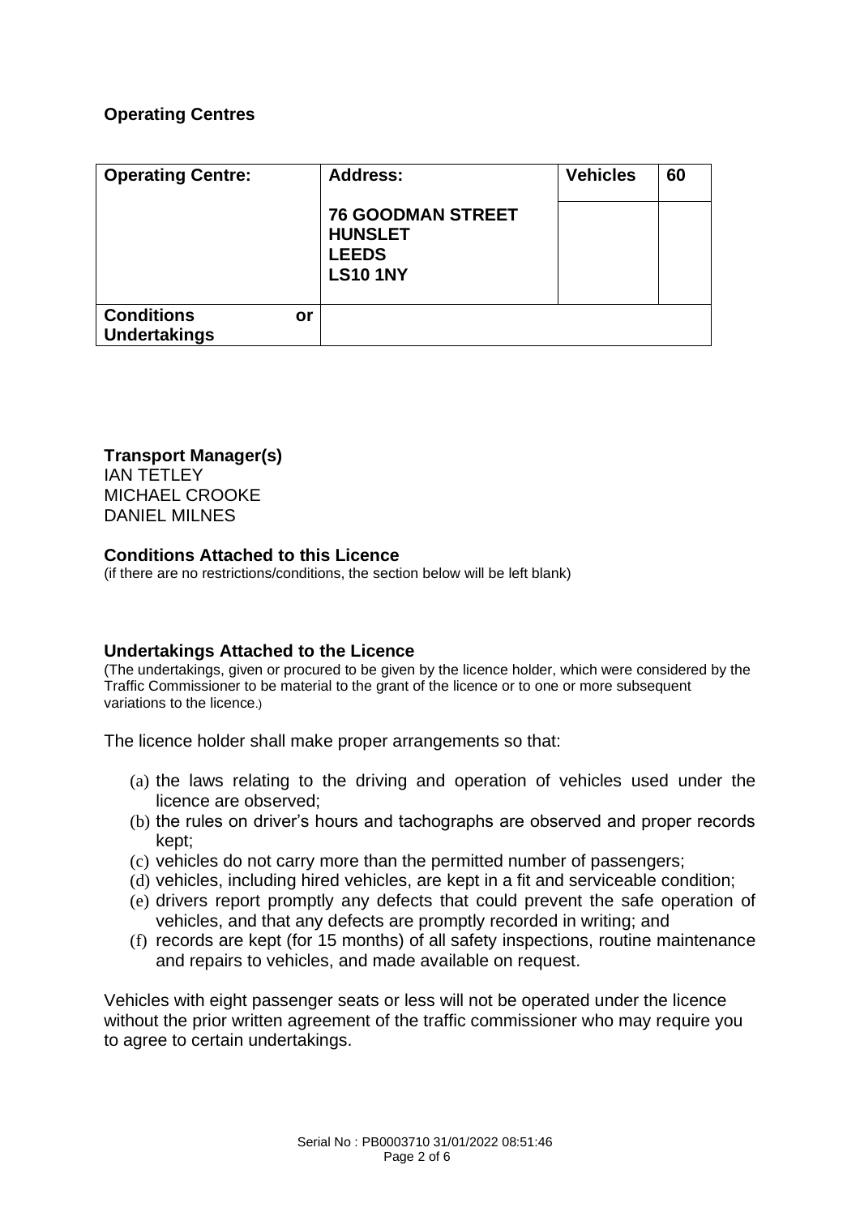## Operating Centres

| Operating Centre: | Address:<br><br>**76 GOODMAN STREET**<br>**HUNSLET**<br>**LEEDS**<br>**LS10 1NY** | Vehicles | 60 |
|---|---|---|---|
| **Conditions or Undertakings** | | | |

**Transport Manager(s)**
IAN TETLEY
MICHAEL CROOKE
DANIEL MILNES

**Conditions Attached to this Licence**
(if there are no restrictions/conditions, the section below will be left blank)

**Undertakings Attached to the Licence**
(The undertakings, given or procured to be given by the licence holder, which were considered by the Traffic Commissioner to be material to the grant of the licence or to one or more subsequent variations to the licence.)

The licence holder shall make proper arrangements so that:

(a) the laws relating to the driving and operation of vehicles used under the licence are observed;
(b) the rules on driver's hours and tachographs are observed and proper records kept;
(c) vehicles do not carry more than the permitted number of passengers;
(d) vehicles, including hired vehicles, are kept in a fit and serviceable condition;
(e) drivers report promptly any defects that could prevent the safe operation of vehicles, and that any defects are promptly recorded in writing; and
(f) records are kept (for 15 months) of all safety inspections, routine maintenance and repairs to vehicles, and made available on request.

Vehicles with eight passenger seats or less will not be operated under the licence without the prior written agreement of the traffic commissioner who may require you to agree to certain undertakings.

Serial No : PB0003710 31/01/2022 08:51:46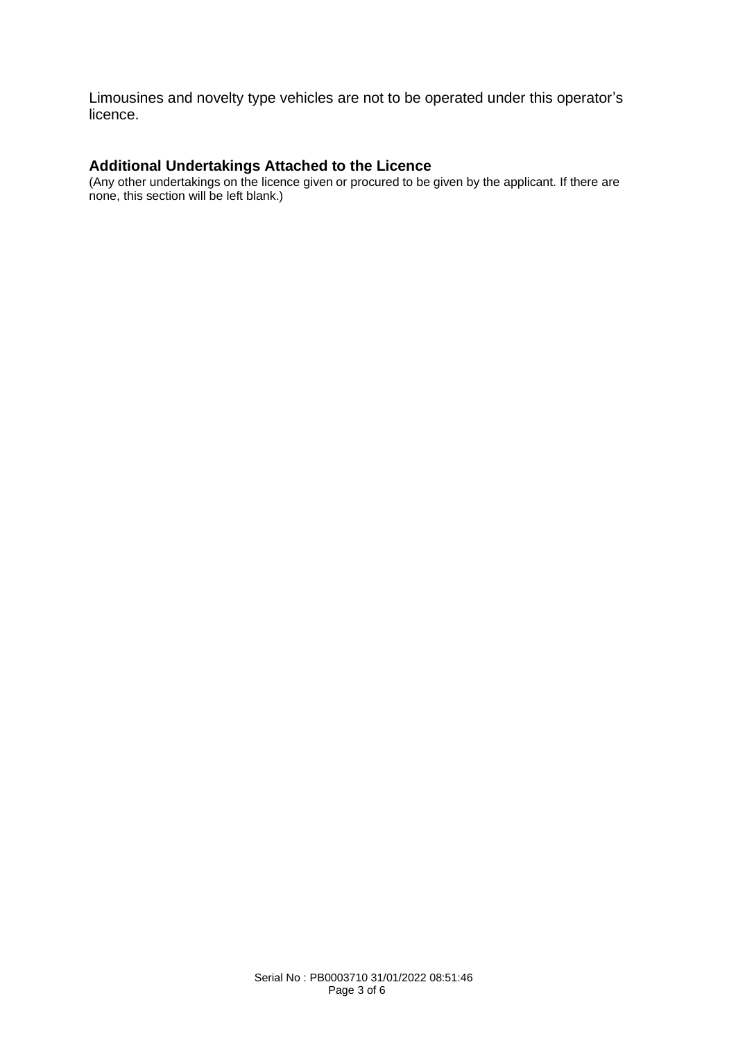Limousines and novelty type vehicles are not to be operated under this operator's licence.

## Additional Undertakings Attached to the Licence

(Any other undertakings on the licence given or procured to be given by the applicant. If there are none, this section will be left blank.)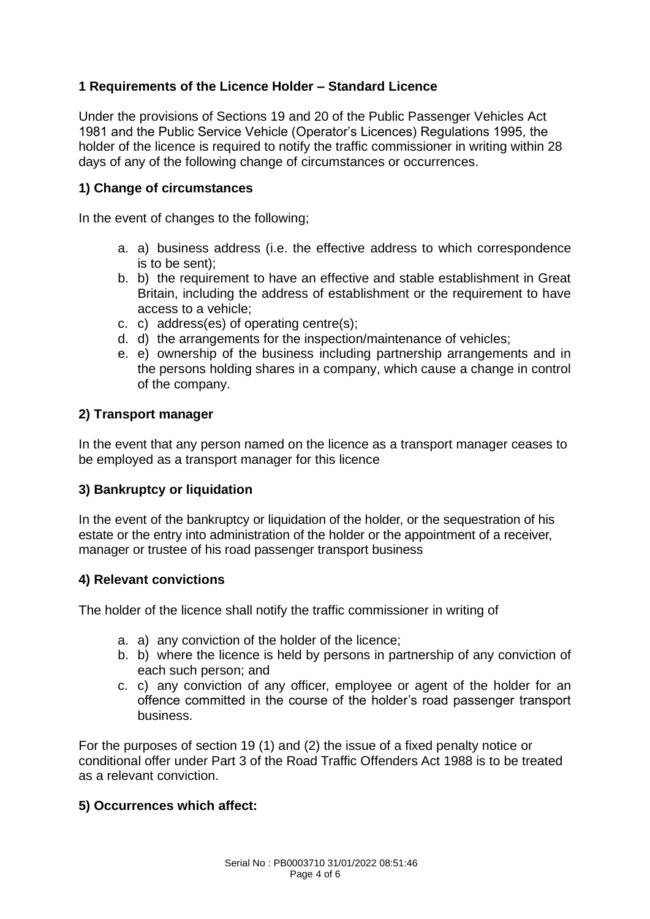## 1 Requirements of the Licence Holder – Standard Licence

Under the provisions of Sections 19 and 20 of the Public Passenger Vehicles Act 1981 and the Public Service Vehicle (Operator's Licences) Regulations 1995, the holder of the licence is required to notify the traffic commissioner in writing within 28 days of any of the following change of circumstances or occurrences.

### 1) Change of circumstances

In the event of changes to the following;

a. a) business address (i.e. the effective address to which correspondence is to be sent);
b. b) the requirement to have an effective and stable establishment in Great Britain, including the address of establishment or the requirement to have access to a vehicle;
c. c) address(es) of operating centre(s);
d. d) the arrangements for the inspection/maintenance of vehicles;
e. e) ownership of the business including partnership arrangements and in the persons holding shares in a company, which cause a change in control of the company.

### 2) Transport manager

In the event that any person named on the licence as a transport manager ceases to be employed as a transport manager for this licence

### 3) Bankruptcy or liquidation

In the event of the bankruptcy or liquidation of the holder, or the sequestration of his estate or the entry into administration of the holder or the appointment of a receiver, manager or trustee of his road passenger transport business

### 4) Relevant convictions

The holder of the licence shall notify the traffic commissioner in writing of

a. a) any conviction of the holder of the licence;
b. b) where the licence is held by persons in partnership of any conviction of each such person; and
c. c) any conviction of any officer, employee or agent of the holder for an offence committed in the course of the holder's road passenger transport business.

For the purposes of section 19 (1) and (2) the issue of a fixed penalty notice or conditional offer under Part 3 of the Road Traffic Offenders Act 1988 is to be treated as a relevant conviction.

### 5) Occurrences which affect: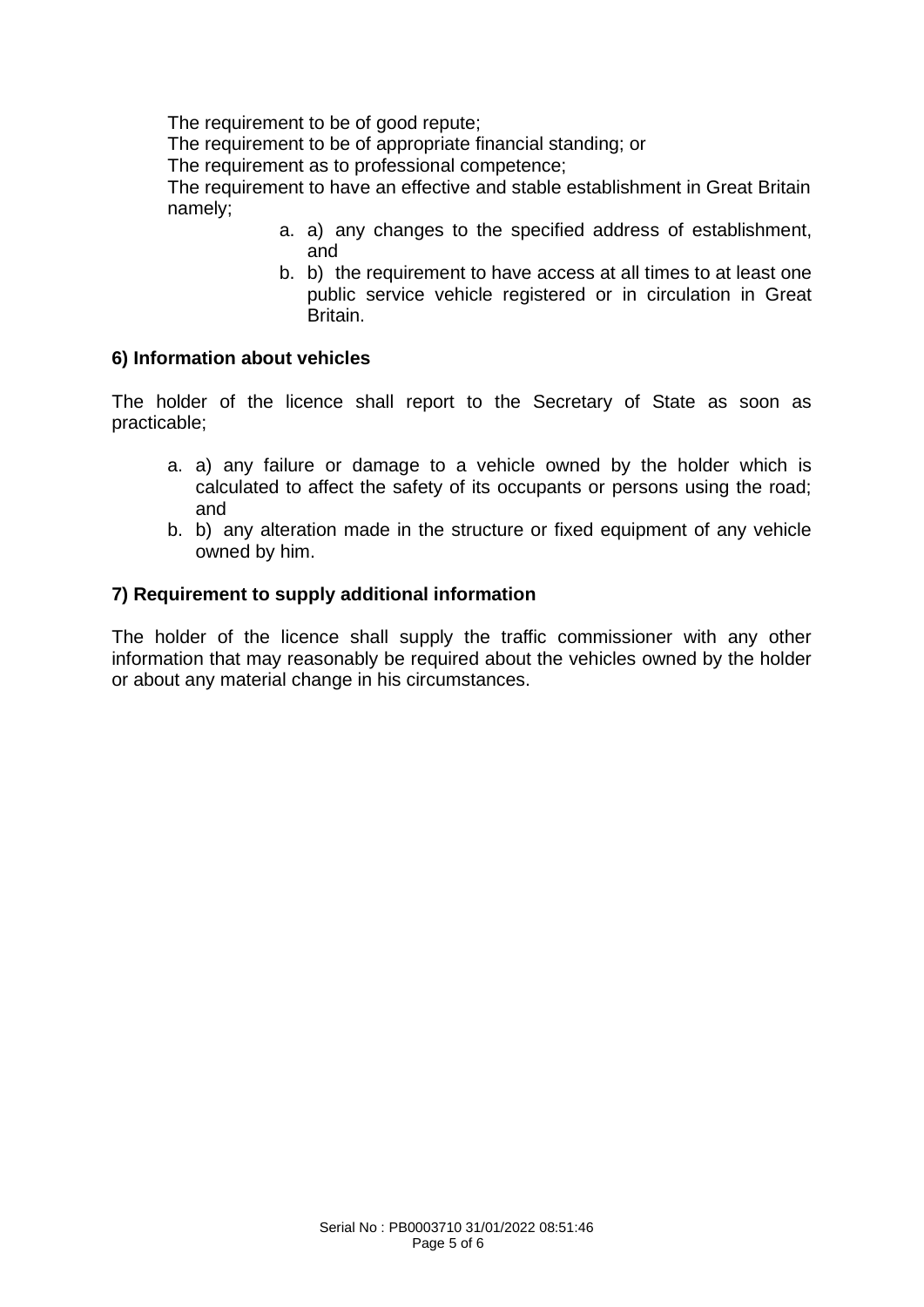The requirement to be of good repute;

The requirement to be of appropriate financial standing; or

The requirement as to professional competence;

The requirement to have an effective and stable establishment in Great Britain namely;

a. a) any changes to the specified address of establishment, and
b. b) the requirement to have access at all times to at least one public service vehicle registered or in circulation in Great Britain.

**6) Information about vehicles**

The holder of the licence shall report to the Secretary of State as soon as practicable;

a. a) any failure or damage to a vehicle owned by the holder which is calculated to affect the safety of its occupants or persons using the road; and
b. b) any alteration made in the structure or fixed equipment of any vehicle owned by him.

**7) Requirement to supply additional information**

The holder of the licence shall supply the traffic commissioner with any other information that may reasonably be required about the vehicles owned by the holder or about any material change in his circumstances.

Serial No : PB0003710 31/01/2022 08:51:46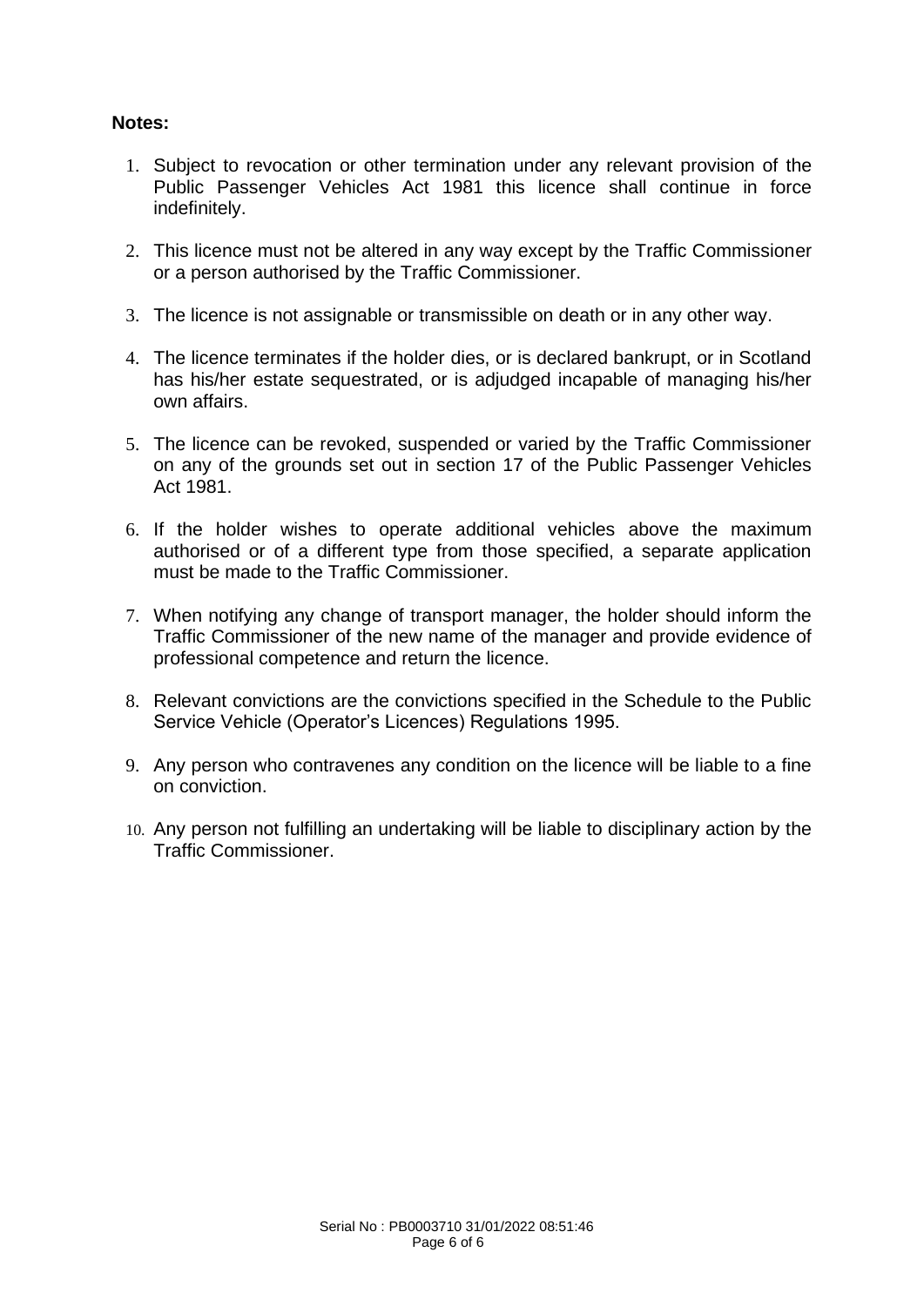**Notes:**

1. Subject to revocation or other termination under any relevant provision of the Public Passenger Vehicles Act 1981 this licence shall continue in force indefinitely.

2. This licence must not be altered in any way except by the Traffic Commissioner or a person authorised by the Traffic Commissioner.

3. The licence is not assignable or transmissible on death or in any other way.

4. The licence terminates if the holder dies, or is declared bankrupt, or in Scotland has his/her estate sequestrated, or is adjudged incapable of managing his/her own affairs.

5. The licence can be revoked, suspended or varied by the Traffic Commissioner on any of the grounds set out in section 17 of the Public Passenger Vehicles Act 1981.

6. If the holder wishes to operate additional vehicles above the maximum authorised or of a different type from those specified, a separate application must be made to the Traffic Commissioner.

7. When notifying any change of transport manager, the holder should inform the Traffic Commissioner of the new name of the manager and provide evidence of professional competence and return the licence.

8. Relevant convictions are the convictions specified in the Schedule to the Public Service Vehicle (Operator's Licences) Regulations 1995.

9. Any person who contravenes any condition on the licence will be liable to a fine on conviction.

10. Any person not fulfilling an undertaking will be liable to disciplinary action by the Traffic Commissioner.

Serial No : PB0003710 31/01/2022 08:51:46